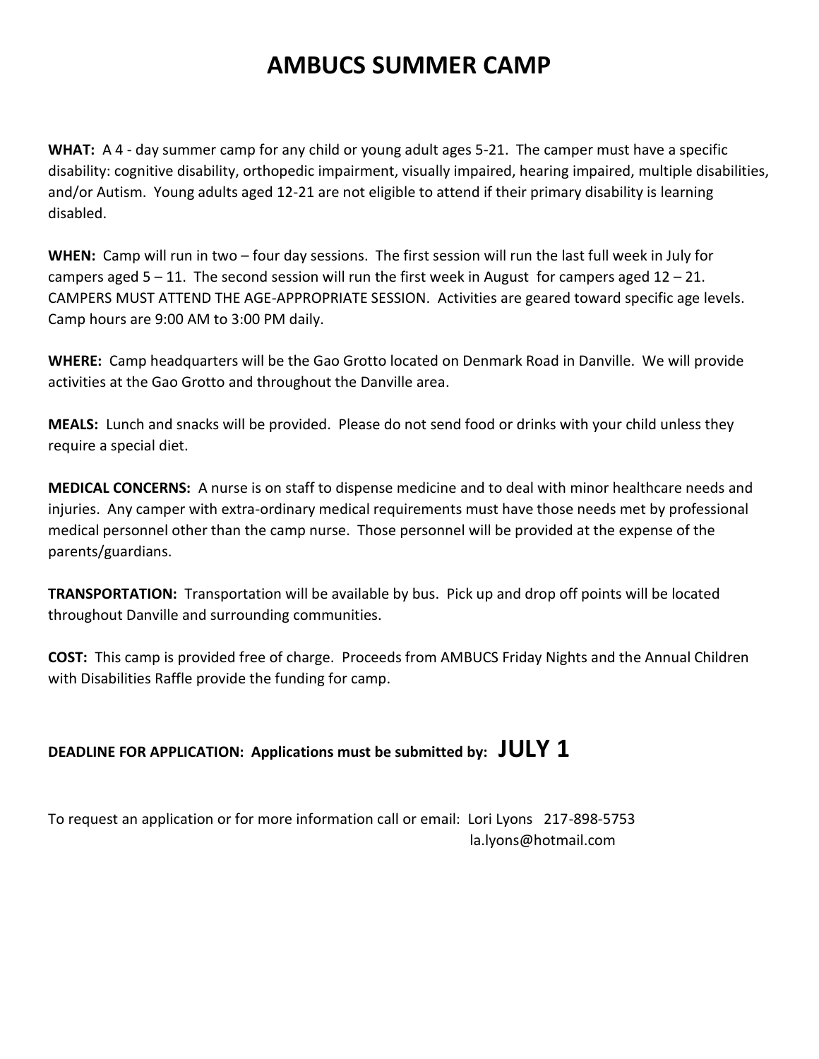# AMBUCS SUMMER CAMP

**WHAT:** A 4 - day summer camp for any child or young adult ages 5-21. The camper must have a specific disability: cognitive disability, orthopedic impairment, visually impaired, hearing impaired, multiple disabilities, and/or Autism. Young adults aged 12-21 are not eligible to attend if their primary disability is learning disabled.

**WHEN:** Camp will run in two – four day sessions. The first session will run the last full week in July for campers aged 5 – 11. The second session will run the first week in August for campers aged 12 – 21. CAMPERS MUST ATTEND THE AGE-APPROPRIATE SESSION. Activities are geared toward specific age levels. Camp hours are 9:00 AM to 3:00 PM daily.

**WHERE:** Camp headquarters will be the Gao Grotto located on Denmark Road in Danville. We will provide activities at the Gao Grotto and throughout the Danville area.

**MEALS:** Lunch and snacks will be provided. Please do not send food or drinks with your child unless they require a special diet.

**MEDICAL CONCERNS:** A nurse is on staff to dispense medicine and to deal with minor healthcare needs and injuries. Any camper with extra-ordinary medical requirements must have those needs met by professional medical personnel other than the camp nurse. Those personnel will be provided at the expense of the parents/guardians.

**TRANSPORTATION:** Transportation will be available by bus. Pick up and drop off points will be located throughout Danville and surrounding communities.

**COST:** This camp is provided free of charge. Proceeds from AMBUCS Friday Nights and the Annual Children with Disabilities Raffle provide the funding for camp.

**DEADLINE FOR APPLICATION: Applications must be submitted by: JULY 1**

To request an application or for more information call or email: Lori Lyons 217-898-5753
la.lyons@hotmail.com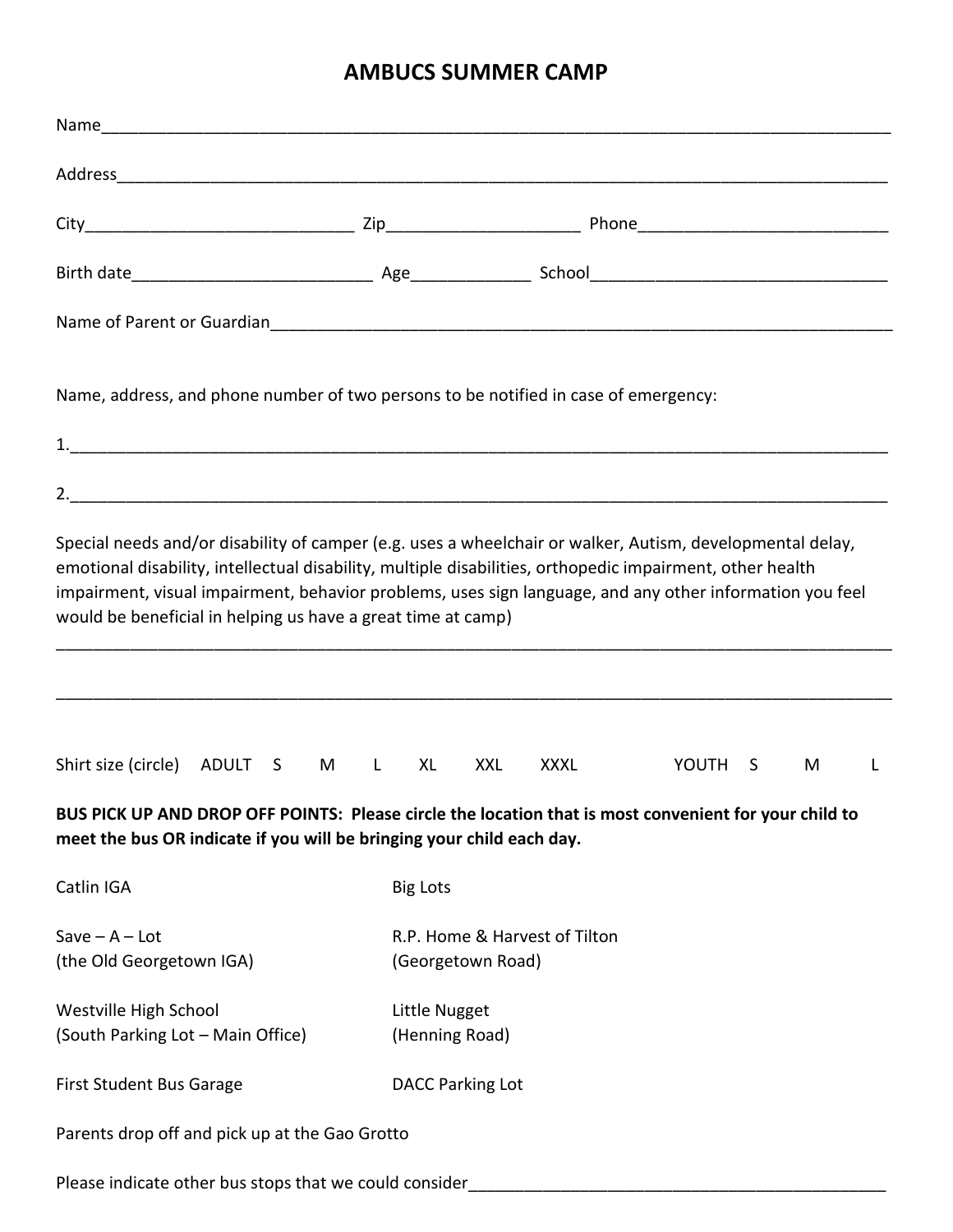# AMBUCS SUMMER CAMP

Name_______________________________________________________________________________

Address_____________________________________________________________________________

City_____________________________ Zip____________________ Phone__________________________

Birth date_________________________ Age____________ School________________________________

Name of Parent or Guardian___________________________________________________________________

Name, address, and phone number of two persons to be notified in case of emergency:

1.__________________________________________________________________________________

2.__________________________________________________________________________________

Special needs and/or disability of camper (e.g. uses a wheelchair or walker, Autism, developmental delay, emotional disability, intellectual disability, multiple disabilities, orthopedic impairment, other health impairment, visual impairment, behavior problems, uses sign language, and any other information you feel would be beneficial in helping us have a great time at camp)

____________________________________________________________________________________

____________________________________________________________________________________

Shirt size (circle) ADULT S M L XL XXL XXXL YOUTH S M L

**BUS PICK UP AND DROP OFF POINTS: Please circle the location that is most convenient for your child to meet the bus OR indicate if you will be bringing your child each day.**

Catlin IGA

Big Lots

Save – A – Lot
(the Old Georgetown IGA)

R.P. Home & Harvest of Tilton
(Georgetown Road)

Westville High School
(South Parking Lot – Main Office)

Little Nugget
(Henning Road)

First Student Bus Garage

DACC Parking Lot

Parents drop off and pick up at the Gao Grotto

Please indicate other bus stops that we could consider_______________________________________________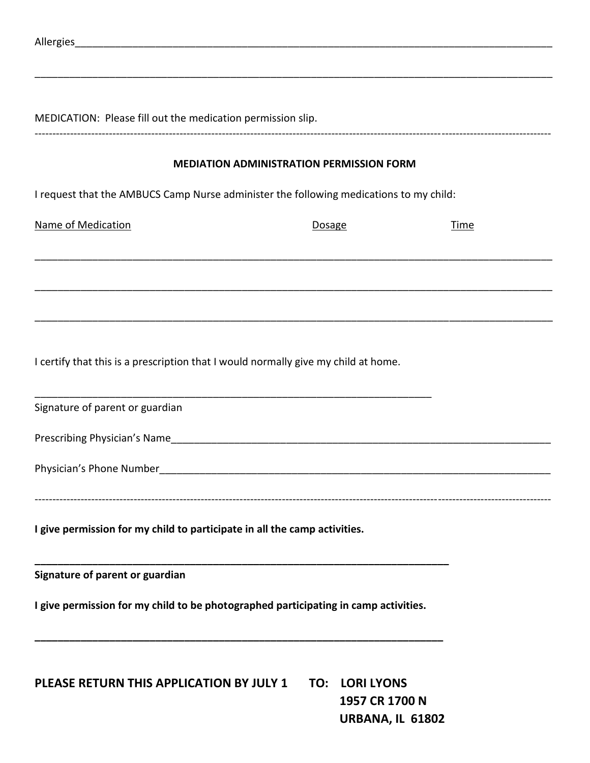Allergies____________________________________________________________________________________

____________________________________________________________________________________________

MEDICATION: Please fill out the medication permission slip.

---

**MEDIATION ADMINISTRATION PERMISSION FORM**

I request that the AMBUCS Camp Nurse administer the following medications to my child:

| Name of Medication | Dosage | Time |
| --- | --- | --- |
| | | |
| | | |
| | | |

I certify that this is a prescription that I would normally give my child at home.

_________________________________________________________________________
Signature of parent or guardian

Prescribing Physician's Name__________________________________________________________________

Physician's Phone Number____________________________________________________________________

---

**I give permission for my child to participate in all the camp activities.**

**_________________________________________________________________________**
**Signature of parent or guardian**

**I give permission for my child to be photographed participating in camp activities.**

**_________________________________________________________________________**

**PLEASE RETURN THIS APPLICATION BY JULY 1 TO: LORI LYONS**
**1957 CR 1700 N**
**URBANA, IL 61802**